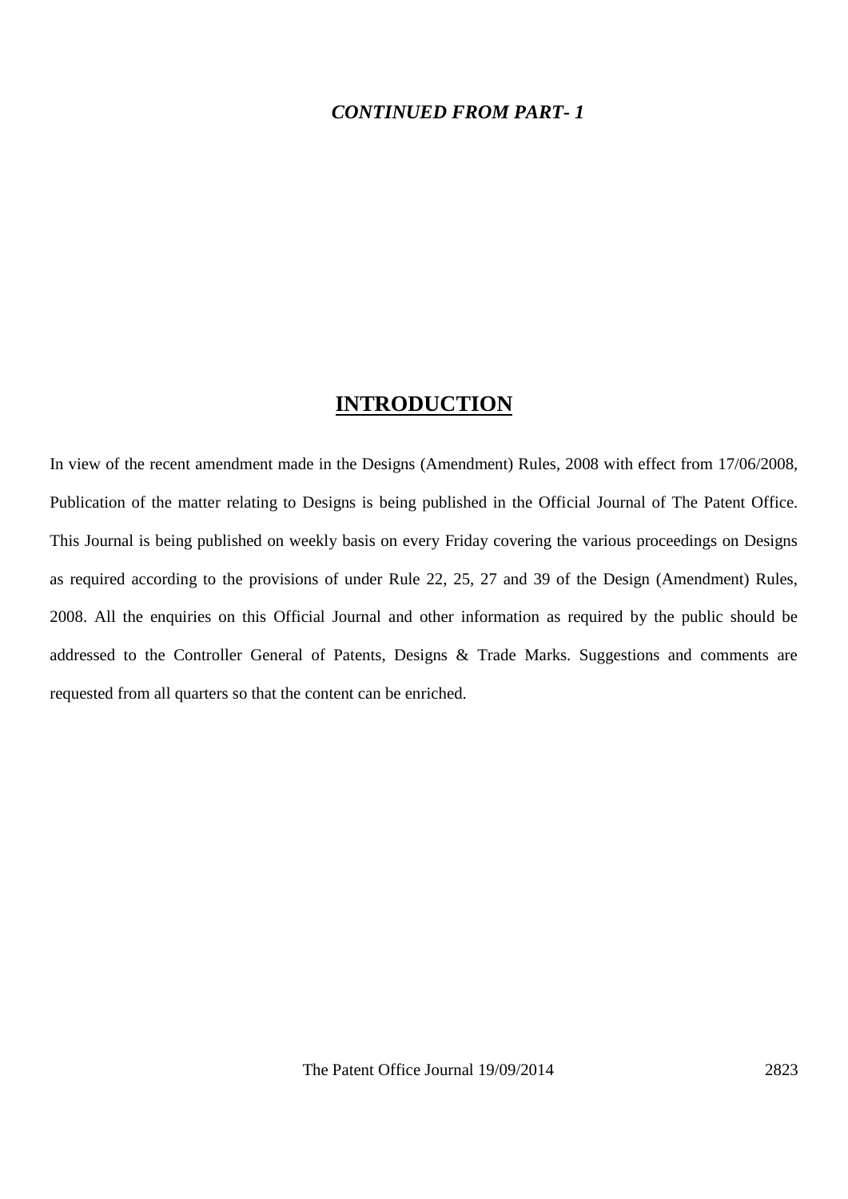***CONTINUED FROM PART- 1***

# INTRODUCTION

In view of the recent amendment made in the Designs (Amendment) Rules, 2008 with effect from 17/06/2008, Publication of the matter relating to Designs is being published in the Official Journal of The Patent Office. This Journal is being published on weekly basis on every Friday covering the various proceedings on Designs as required according to the provisions of under Rule 22, 25, 27 and 39 of the Design (Amendment) Rules, 2008. All the enquiries on this Official Journal and other information as required by the public should be addressed to the Controller General of Patents, Designs & Trade Marks. Suggestions and comments are requested from all quarters so that the content can be enriched.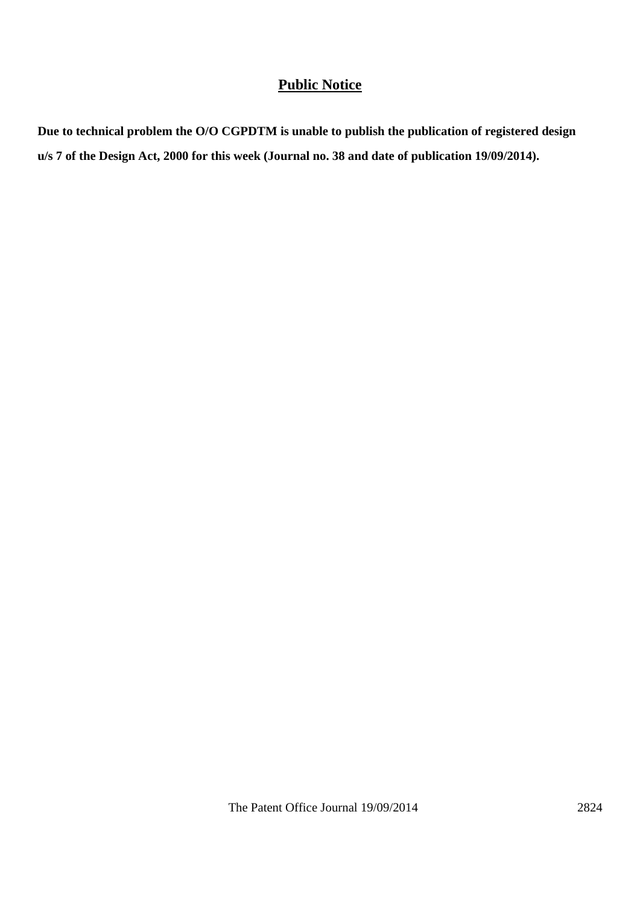## Public Notice

**Due to technical problem the O/O CGPDTM is unable to publish the publication of registered design u/s 7 of the Design Act, 2000 for this week (Journal no. 38 and date of publication 19/09/2014).**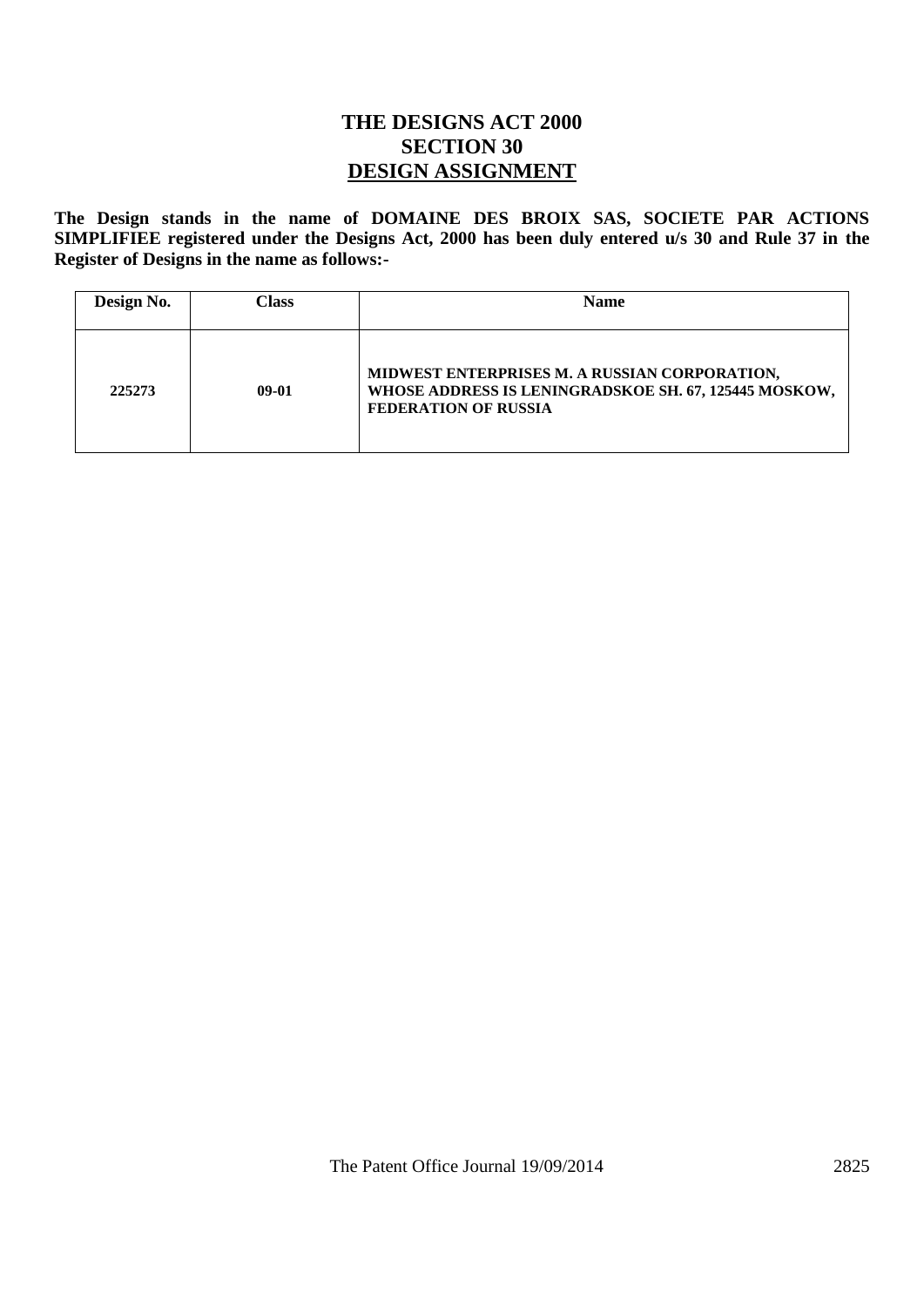# THE DESIGNS ACT 2000
## SECTION 30
## DESIGN ASSIGNMENT

**The Design stands in the name of DOMAINE DES BROIX SAS, SOCIETE PAR ACTIONS SIMPLIFIEE registered under the Designs Act, 2000 has been duly entered u/s 30 and Rule 37 in the Register of Designs in the name as follows:-**

| Design No. | Class | Name |
|---|---|---|
| 225273 | 09-01 | MIDWEST ENTERPRISES M. A RUSSIAN CORPORATION, WHOSE ADDRESS IS LENINGRADSKOE SH. 67, 125445 MOSKOW, FEDERATION OF RUSSIA |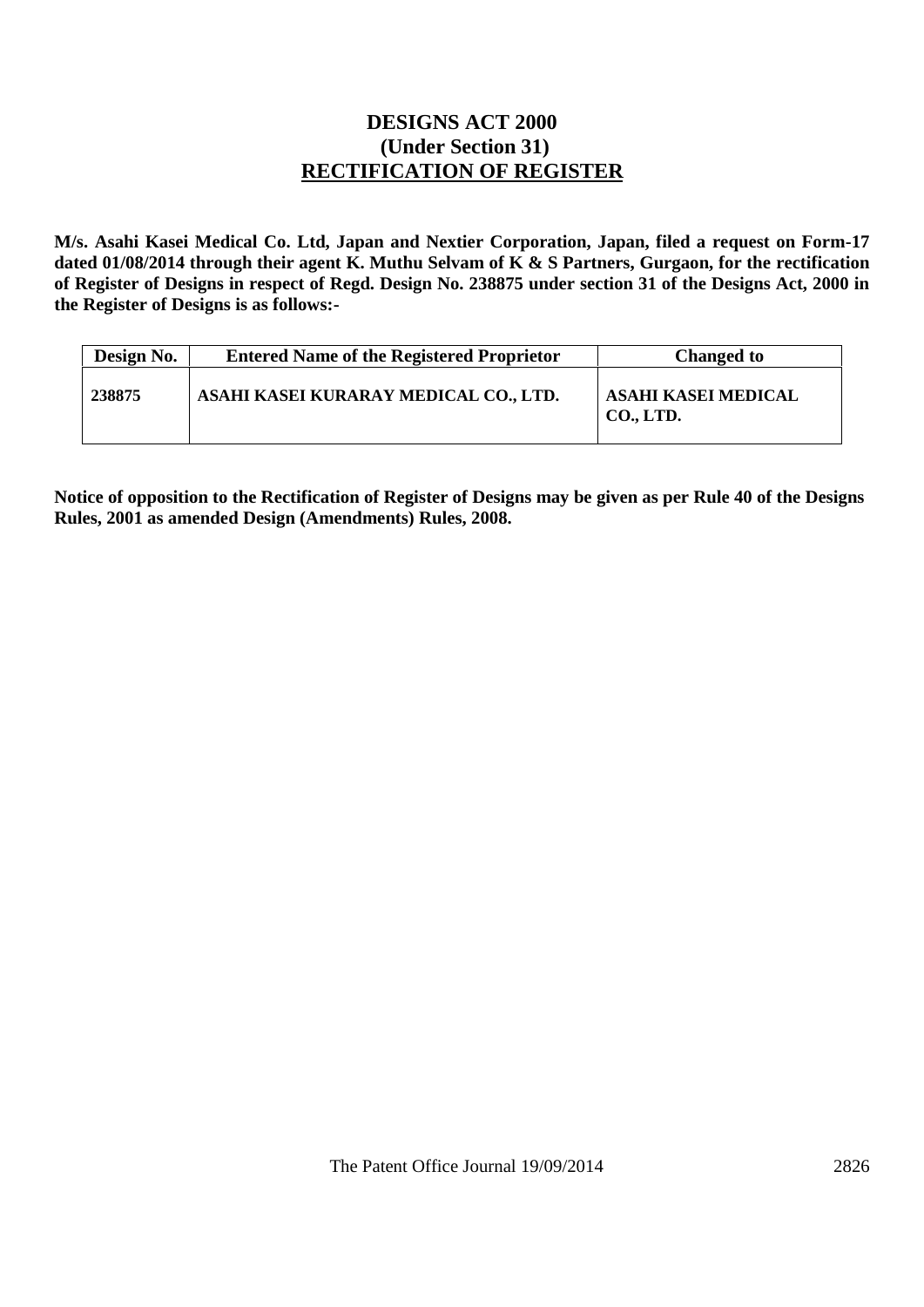# DESIGNS ACT 2000
## (Under Section 31)
## RECTIFICATION OF REGISTER

**M/s. Asahi Kasei Medical Co. Ltd, Japan and Nextier Corporation, Japan, filed a request on Form-17 dated 01/08/2014 through their agent K. Muthu Selvam of K & S Partners, Gurgaon, for the rectification of Register of Designs in respect of Regd. Design No. 238875 under section 31 of the Designs Act, 2000 in the Register of Designs is as follows:-**

| Design No. | Entered Name of the Registered Proprietor | Changed to |
|---|---|---|
| 238875 | ASAHI KASEI KURARAY MEDICAL CO., LTD. | ASAHI KASEI MEDICAL CO., LTD. |

**Notice of opposition to the Rectification of Register of Designs may be given as per Rule 40 of the Designs Rules, 2001 as amended Design (Amendments) Rules, 2008.**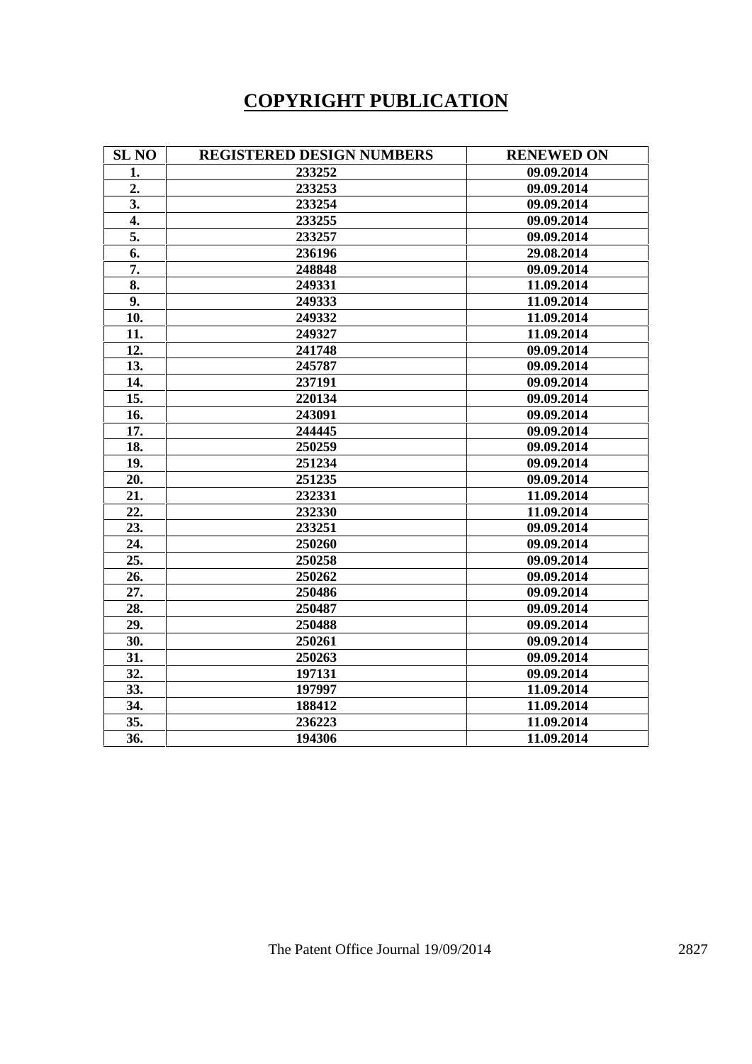# COPYRIGHT PUBLICATION

| SL NO | REGISTERED DESIGN NUMBERS | RENEWED ON |
|---|---|---|
| 1. | 233252 | 09.09.2014 |
| 2. | 233253 | 09.09.2014 |
| 3. | 233254 | 09.09.2014 |
| 4. | 233255 | 09.09.2014 |
| 5. | 233257 | 09.09.2014 |
| 6. | 236196 | 29.08.2014 |
| 7. | 248848 | 09.09.2014 |
| 8. | 249331 | 11.09.2014 |
| 9. | 249333 | 11.09.2014 |
| 10. | 249332 | 11.09.2014 |
| 11. | 249327 | 11.09.2014 |
| 12. | 241748 | 09.09.2014 |
| 13. | 245787 | 09.09.2014 |
| 14. | 237191 | 09.09.2014 |
| 15. | 220134 | 09.09.2014 |
| 16. | 243091 | 09.09.2014 |
| 17. | 244445 | 09.09.2014 |
| 18. | 250259 | 09.09.2014 |
| 19. | 251234 | 09.09.2014 |
| 20. | 251235 | 09.09.2014 |
| 21. | 232331 | 11.09.2014 |
| 22. | 232330 | 11.09.2014 |
| 23. | 233251 | 09.09.2014 |
| 24. | 250260 | 09.09.2014 |
| 25. | 250258 | 09.09.2014 |
| 26. | 250262 | 09.09.2014 |
| 27. | 250486 | 09.09.2014 |
| 28. | 250487 | 09.09.2014 |
| 29. | 250488 | 09.09.2014 |
| 30. | 250261 | 09.09.2014 |
| 31. | 250263 | 09.09.2014 |
| 32. | 197131 | 09.09.2014 |
| 33. | 197997 | 11.09.2014 |
| 34. | 188412 | 11.09.2014 |
| 35. | 236223 | 11.09.2014 |
| 36. | 194306 | 11.09.2014 |